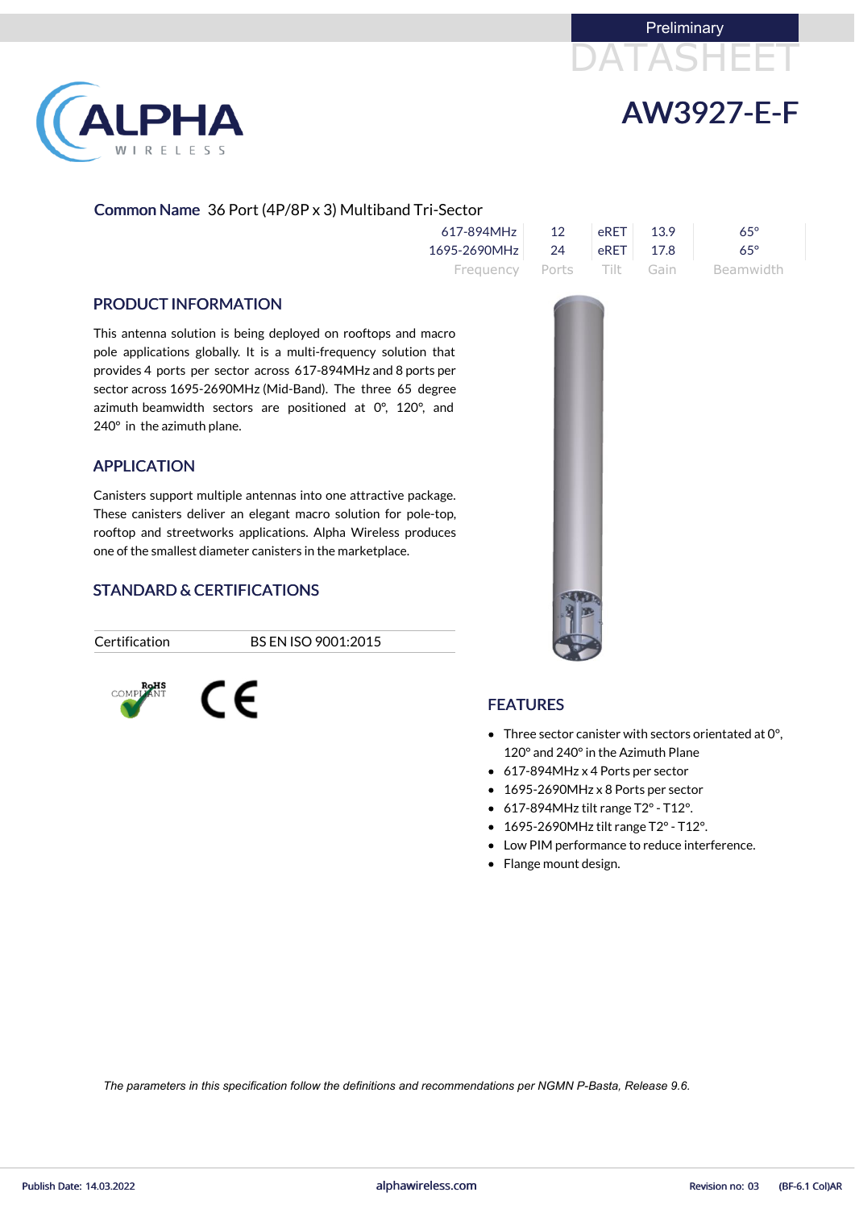Preliminary

DATASHEET

# AW3927-E-F

**Common Name** 36 Port (4P/8P x 3) Multiband Tri-Sector

| Frequency | Ports | Tilt | Gain | Beamwidth |
|---|---|---|---|---|
| 617-894MHz | 12 | eRET | 13.9 | 65° |
| 1695-2690MHz | 24 | eRET | 17.8 | 65° |

## PRODUCT INFORMATION

This antenna solution is being deployed on rooftops and macro pole applications globally. It is a multi-frequency solution that provides 4 ports per sector across 617-894MHz and 8 ports per sector across 1695-2690MHz (Mid-Band). The three 65 degree azimuth beamwidth sectors are positioned at 0°, 120°, and 240° in the azimuth plane.

## APPLICATION

Canisters support multiple antennas into one attractive package. These canisters deliver an elegant macro solution for pole-top, rooftop and streetworks applications. Alpha Wireless produces one of the smallest diameter canisters in the marketplace.

## STANDARD & CERTIFICATIONS

| Certification | BS EN ISO 9001:2015 |
|---|---|

RoHS COMPLIANT

CE

## FEATURES

- Three sector canister with sectors orientated at 0°, 120° and 240° in the Azimuth Plane
- 617-894MHz x 4 Ports per sector
- 1695-2690MHz x 8 Ports per sector
- 617-894MHz tilt range T2° - T12°.
- 1695-2690MHz tilt range T2° - T12°.
- Low PIM performance to reduce interference.
- Flange mount design.

*The parameters in this specification follow the definitions and recommendations per NGMN P-Basta, Release 9.6.*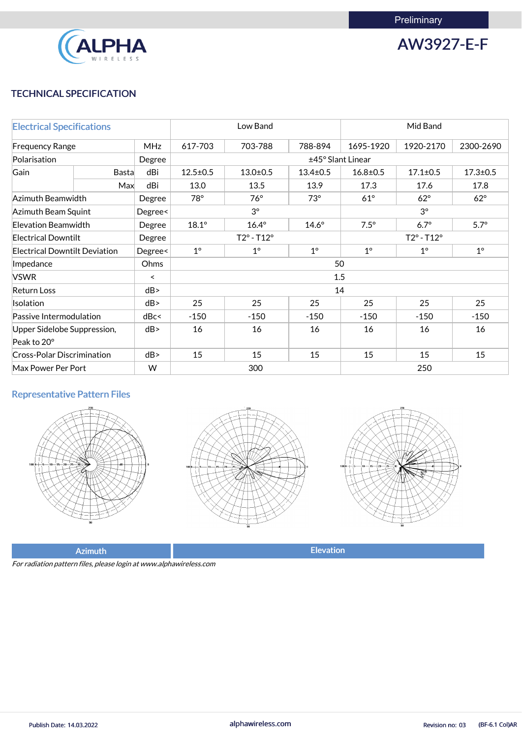Preliminary

# AW3927-E-F

## TECHNICAL SPECIFICATION

| Electrical Specifications | | | Low Band | | | Mid Band | | |
|---|---|---|---|---|---|---|---|---|
| Frequency Range | | MHz | 617-703 | 703-788 | 788-894 | 1695-1920 | 1920-2170 | 2300-2690 |
| Polarisation | | Degree | ±45° Slant Linear | | | | | |
| Gain | Basta | dBi | 12.5±0.5 | 13.0±0.5 | 13.4±0.5 | 16.8±0.5 | 17.1±0.5 | 17.3±0.5 |
| | Max | dBi | 13.0 | 13.5 | 13.9 | 17.3 | 17.6 | 17.8 |
| Azimuth Beamwidth | | Degree | 78° | 76° | 73° | 61° | 62° | 62° |
| Azimuth Beam Squint | | Degree< | 3° | | | 3° | | |
| Elevation Beamwidth | | Degree | 18.1° | 16.4° | 14.6° | 7.5° | 6.7° | 5.7° |
| Electrical Downtilt | | Degree | T2° - T12° | | | T2° - T12° | | |
| Electrical Downtilt Deviation | | Degree< | 1° | 1° | 1° | 1° | 1° | 1° |
| Impedance | | Ohms | 50 | | | | | |
| VSWR | | < | 1.5 | | | | | |
| Return Loss | | dB> | 14 | | | | | |
| Isolation | | dB> | 25 | 25 | 25 | 25 | 25 | 25 |
| Passive Intermodulation | | dBc< | -150 | -150 | -150 | -150 | -150 | -150 |
| Upper Sidelobe Suppression, Peak to 20° | | dB> | 16 | 16 | 16 | 16 | 16 | 16 |
| Cross-Polar Discrimination | | dB> | 15 | 15 | 15 | 15 | 15 | 15 |
| Max Power Per Port | | W | 300 | | | 250 | | |

### Representative Pattern Files

| Azimuth | Elevation |
|---|---|

*For radiation pattern files, please login at www.alphawireless.com*

Publish Date: 14.03.2022 alphawireless.com Revision no: 03 (BF-6.1 Col)AR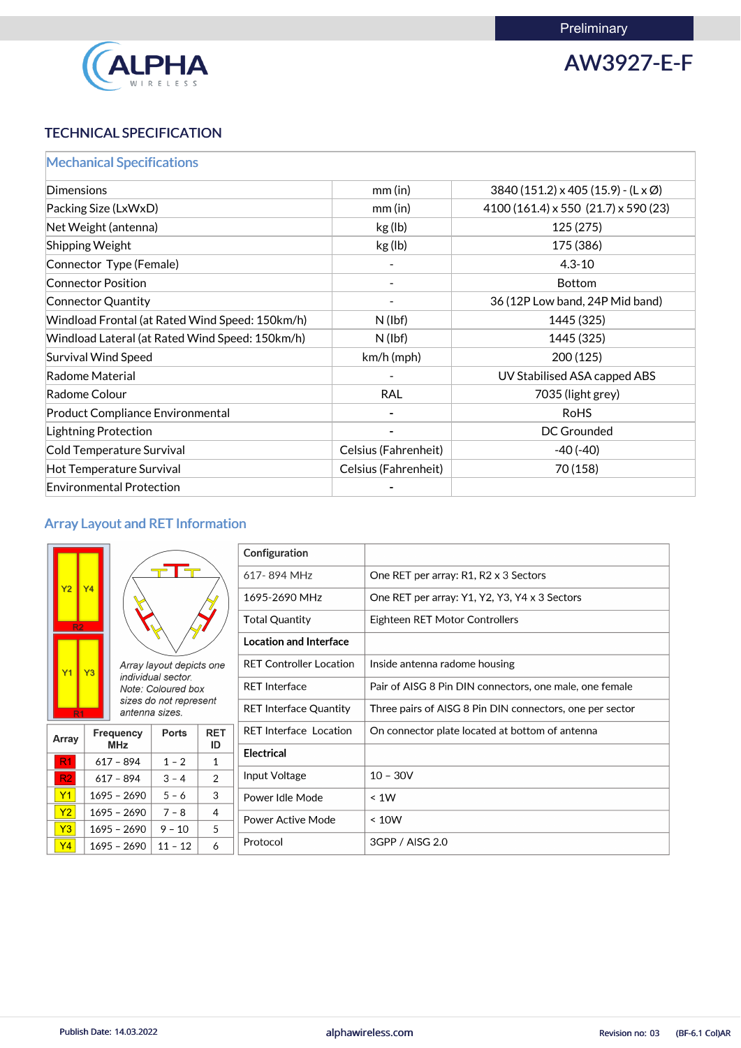Preliminary

# AW3927-E-F

## TECHNICAL SPECIFICATION

| Mechanical Specifications | | |
|---|---|---|
| Dimensions | mm (in) | 3840 (151.2) x 405 (15.9) - (L x Ø) |
| Packing Size (LxWxD) | mm (in) | 4100 (161.4) x 550 (21.7) x 590 (23) |
| Net Weight (antenna) | kg (lb) | 125 (275) |
| Shipping Weight | kg (lb) | 175 (386) |
| Connector Type (Female) | - | 4.3-10 |
| Connector Position | - | Bottom |
| Connector Quantity | - | 36 (12P Low band, 24P Mid band) |
| Windload Frontal (at Rated Wind Speed: 150km/h) | N (lbf) | 1445 (325) |
| Windload Lateral (at Rated Wind Speed: 150km/h) | N (lbf) | 1445 (325) |
| Survival Wind Speed | km/h (mph) | 200 (125) |
| Radome Material | - | UV Stabilised ASA capped ABS |
| Radome Colour | RAL | 7035 (light grey) |
| Product Compliance Environmental | - | RoHS |
| Lightning Protection | - | DC Grounded |
| Cold Temperature Survival | Celsius (Fahrenheit) | -40 (-40) |
| Hot Temperature Survival | Celsius (Fahrenheit) | 70 (158) |
| Environmental Protection | - | |

## Array Layout and RET Information

*Array layout depicts one individual sector.*
*Note: Coloured box sizes do not represent antenna sizes.*

| Array | Frequency MHz | Ports | RET ID |
|---|---|---|---|
| R1 | 617 – 894 | 1 – 2 | 1 |
| R2 | 617 – 894 | 3 – 4 | 2 |
| Y1 | 1695 – 2690 | 5 – 6 | 3 |
| Y2 | 1695 – 2690 | 7 – 8 | 4 |
| Y3 | 1695 – 2690 | 9 – 10 | 5 |
| Y4 | 1695 – 2690 | 11 – 12 | 6 |

| **Configuration** | |
|---|---|
| 617- 894 MHz | One RET per array: R1, R2 x 3 Sectors |
| 1695-2690 MHz | One RET per array: Y1, Y2, Y3, Y4 x 3 Sectors |
| Total Quantity | Eighteen RET Motor Controllers |
| **Location and Interface** | |
| RET Controller Location | Inside antenna radome housing |
| RET Interface | Pair of AISG 8 Pin DIN connectors, one male, one female |
| RET Interface Quantity | Three pairs of AISG 8 Pin DIN connectors, one per sector |
| RET Interface Location | On connector plate located at bottom of antenna |
| **Electrical** | |
| Input Voltage | 10 – 30V |
| Power Idle Mode | < 1W |
| Power Active Mode | < 10W |
| Protocol | 3GPP / AISG 2.0 |

Publish Date: 14.03.2022 | alphawireless.com | Revision no: 03 (BF-6.1 Col)AR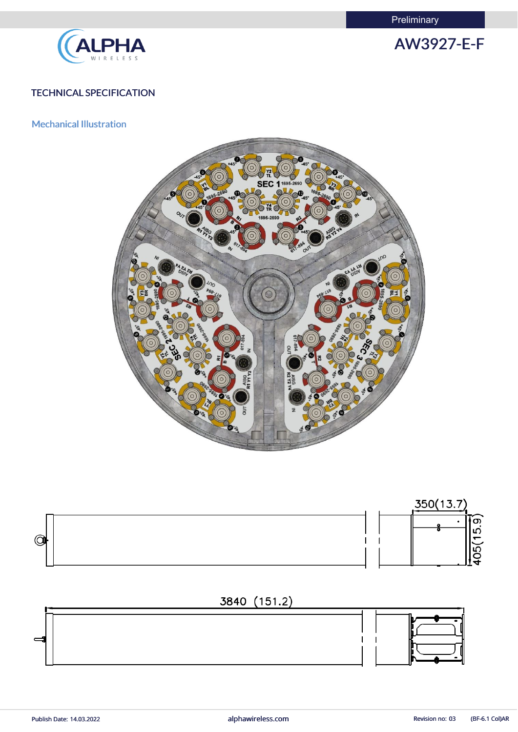Preliminary

# AW3927-E-F

## TECHNICAL SPECIFICATION

### Mechanical Illustration

350(13.7)

405(15.9)

3840 (151.2)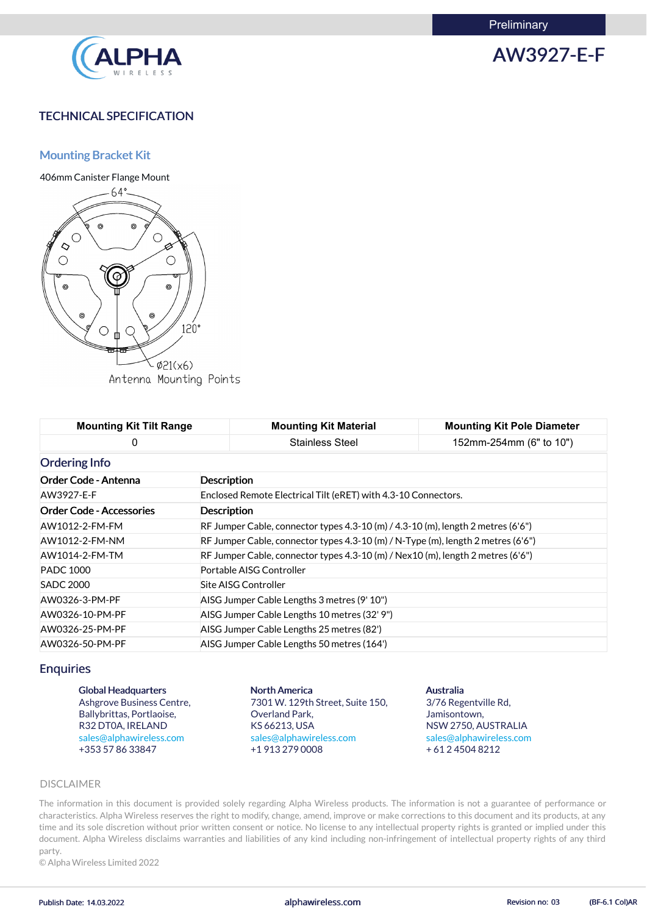Preliminary

# AW3927-E-F

## TECHNICAL SPECIFICATION

### Mounting Bracket Kit

406mm Canister Flange Mount

64°

120°

Ø21(x6)

Antenna Mounting Points

| Mounting Kit Tilt Range | Mounting Kit Material | Mounting Kit Pole Diameter |
|---|---|---|
| 0 | Stainless Steel | 152mm-254mm (6" to 10") |

### Ordering Info

| Order Code - Antenna | Description |
|---|---|
| AW3927-E-F | Enclosed Remote Electrical Tilt (eRET) with 4.3-10 Connectors. |
| **Order Code - Accessories** | **Description** |
| AW1012-2-FM-FM | RF Jumper Cable, connector types 4.3-10 (m) / 4.3-10 (m), length 2 metres (6'6") |
| AW1012-2-FM-NM | RF Jumper Cable, connector types 4.3-10 (m) / N-Type (m), length 2 metres (6'6") |
| AW1014-2-FM-TM | RF Jumper Cable, connector types 4.3-10 (m) / Nex10 (m), length 2 metres (6'6") |
| PADC 1000 | Portable AISG Controller |
| SADC 2000 | Site AISG Controller |
| AW0326-3-PM-PF | AISG Jumper Cable Lengths 3 metres (9' 10") |
| AW0326-10-PM-PF | AISG Jumper Cable Lengths 10 metres (32' 9") |
| AW0326-25-PM-PF | AISG Jumper Cable Lengths 25 metres (82') |
| AW0326-50-PM-PF | AISG Jumper Cable Lengths 50 metres (164') |

### Enquiries

**Global Headquarters**
Ashgrove Business Centre,
Ballybrittas, Portlaoise,
R32 DT0A, IRELAND
sales@alphawireless.com
+353 57 86 33847

**North America**
7301 W. 129th Street, Suite 150,
Overland Park,
KS 66213, USA
sales@alphawireless.com
+1 913 279 0008

**Australia**
3/76 Regentville Rd,
Jamisontown,
NSW 2750, AUSTRALIA
sales@alphawireless.com
+ 61 2 4504 8212

DISCLAIMER

The information in this document is provided solely regarding Alpha Wireless products. The information is not a guarantee of performance or characteristics. Alpha Wireless reserves the right to modify, change, amend, improve or make corrections to this document and its products, at any time and its sole discretion without prior written consent or notice. No license to any intellectual property rights is granted or implied under this document. Alpha Wireless disclaims warranties and liabilities of any kind including non-infringement of intellectual property rights of any third party.
© Alpha Wireless Limited 2022

Publish Date: 14.03.2022 alphawireless.com Revision no: 03 (BF-6.1 Col)AR